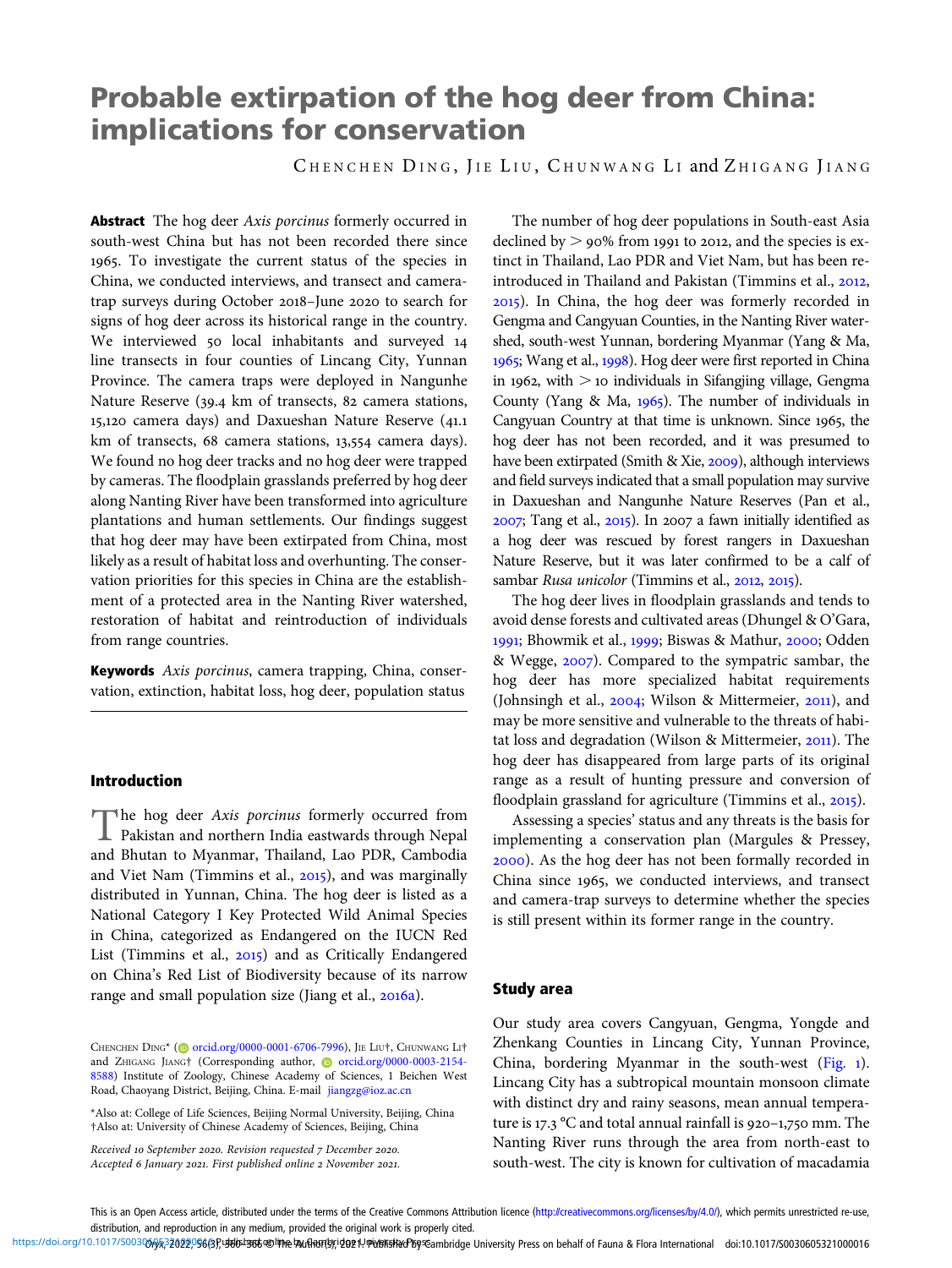# Probable extirpation of the hog deer from China: implications for conservation

CHENCHEN DING, JIE LIU, CHUNWANG LI and ZHIGANG JIANG

**Abstract** The hog deer *Axis porcinus* formerly occurred in south-west China but has not been recorded there since 1965. To investigate the current status of the species in China, we conducted interviews, and transect and camera-trap surveys during October 2018–June 2020 to search for signs of hog deer across its historical range in the country. We interviewed 50 local inhabitants and surveyed 14 line transects in four counties of Lincang City, Yunnan Province. The camera traps were deployed in Nangunhe Nature Reserve (39.4 km of transects, 82 camera stations, 15,120 camera days) and Daxueshan Nature Reserve (41.1 km of transects, 68 camera stations, 13,554 camera days). We found no hog deer tracks and no hog deer were trapped by cameras. The floodplain grasslands preferred by hog deer along Nanting River have been transformed into agriculture plantations and human settlements. Our findings suggest that hog deer may have been extirpated from China, most likely as a result of habitat loss and overhunting. The conservation priorities for this species in China are the establishment of a protected area in the Nanting River watershed, restoration of habitat and reintroduction of individuals from range countries.

**Keywords** *Axis porcinus*, camera trapping, China, conservation, extinction, habitat loss, hog deer, population status

## Introduction

The hog deer *Axis porcinus* formerly occurred from Pakistan and northern India eastwards through Nepal and Bhutan to Myanmar, Thailand, Lao PDR, Cambodia and Viet Nam (Timmins et al., 2015), and was marginally distributed in Yunnan, China. The hog deer is listed as a National Category I Key Protected Wild Animal Species in China, categorized as Endangered on the IUCN Red List (Timmins et al., 2015) and as Critically Endangered on China's Red List of Biodiversity because of its narrow range and small population size (Jiang et al., 2016a).

CHENCHEN DING* (orcid.org/0000-0001-6706-7996), JIE LIU†, CHUNWANG LI† and ZHIGANG JIANG† (Corresponding author, orcid.org/0000-0003-2154-8588) Institute of Zoology, Chinese Academy of Sciences, 1 Beichen West Road, Chaoyang District, Beijing, China. E-mail jiangzg@ioz.ac.cn

*Also at: College of Life Sciences, Beijing Normal University, Beijing, China
†Also at: University of Chinese Academy of Sciences, Beijing, China

*Received 10 September 2020. Revision requested 7 December 2020. Accepted 6 January 2021. First published online 2 November 2021.*

The number of hog deer populations in South-east Asia declined by > 90% from 1991 to 2012, and the species is extinct in Thailand, Lao PDR and Viet Nam, but has been reintroduced in Thailand and Pakistan (Timmins et al., 2012, 2015). In China, the hog deer was formerly recorded in Gengma and Cangyuan Counties, in the Nanting River watershed, south-west Yunnan, bordering Myanmar (Yang & Ma, 1965; Wang et al., 1998). Hog deer were first reported in China in 1962, with > 10 individuals in Sifangjing village, Gengma County (Yang & Ma, 1965). The number of individuals in Cangyuan Country at that time is unknown. Since 1965, the hog deer has not been recorded, and it was presumed to have been extirpated (Smith & Xie, 2009), although interviews and field surveys indicated that a small population may survive in Daxueshan and Nangunhe Nature Reserves (Pan et al., 2007; Tang et al., 2015). In 2007 a fawn initially identified as a hog deer was rescued by forest rangers in Daxueshan Nature Reserve, but it was later confirmed to be a calf of sambar *Rusa unicolor* (Timmins et al., 2012, 2015).

The hog deer lives in floodplain grasslands and tends to avoid dense forests and cultivated areas (Dhungel & O'Gara, 1991; Bhowmik et al., 1999; Biswas & Mathur, 2000; Odden & Wegge, 2007). Compared to the sympatric sambar, the hog deer has more specialized habitat requirements (Johnsingh et al., 2004; Wilson & Mittermeier, 2011), and may be more sensitive and vulnerable to the threats of habitat loss and degradation (Wilson & Mittermeier, 2011). The hog deer has disappeared from large parts of its original range as a result of hunting pressure and conversion of floodplain grassland for agriculture (Timmins et al., 2015).

Assessing a species' status and any threats is the basis for implementing a conservation plan (Margules & Pressey, 2000). As the hog deer has not been formally recorded in China since 1965, we conducted interviews, and transect and camera-trap surveys to determine whether the species is still present within its former range in the country.

## Study area

Our study area covers Cangyuan, Gengma, Yongde and Zhenkang Counties in Lincang City, Yunnan Province, China, bordering Myanmar in the south-west (Fig. 1). Lincang City has a subtropical mountain monsoon climate with distinct dry and rainy seasons, mean annual temperature is 17.3 °C and total annual rainfall is 920–1,750 mm. The Nanting River runs through the area from north-east to south-west. The city is known for cultivation of macadamia

This is an Open Access article, distributed under the terms of the Creative Commons Attribution licence (http://creativecommons.org/licenses/by/4.0/), which permits unrestricted re-use, distribution, and reproduction in any medium, provided the original work is properly cited.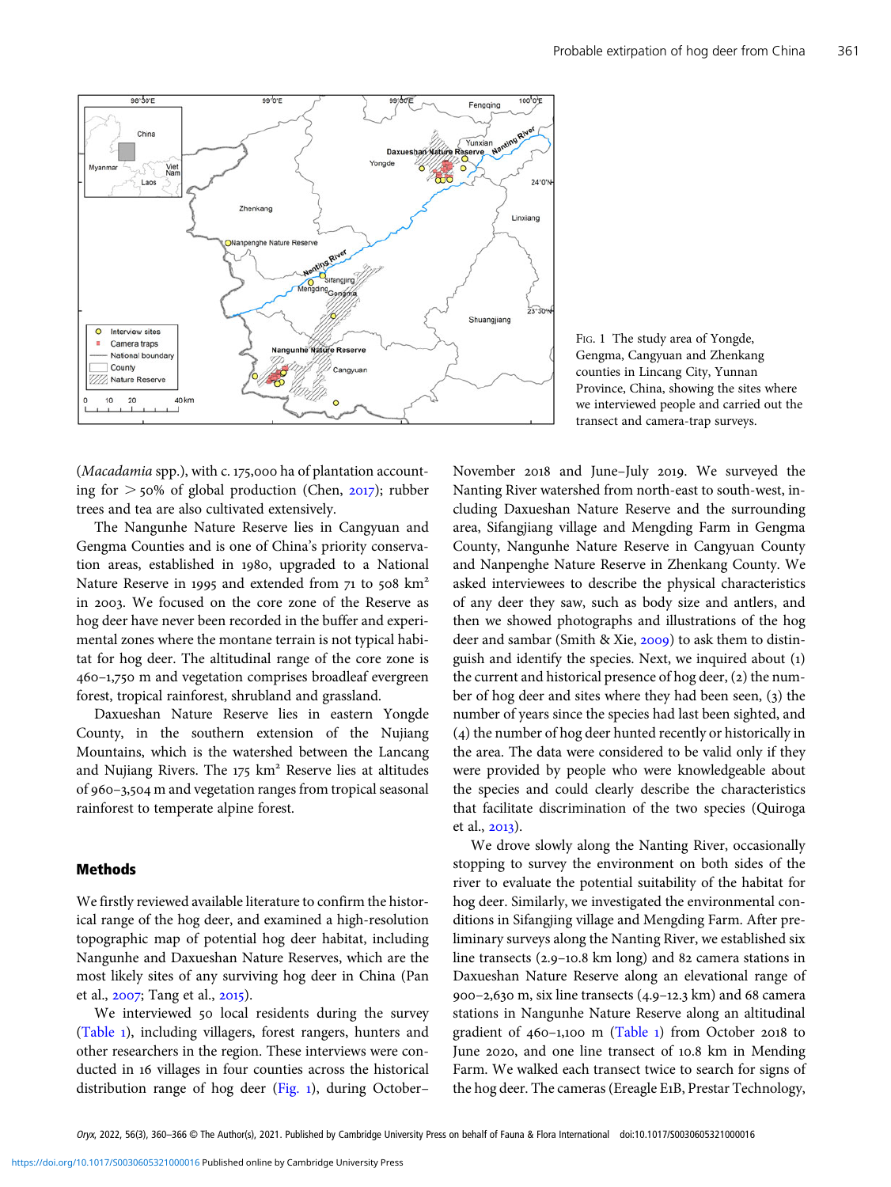Fig. 1 The study area of Yongde, Gengma, Cangyuan and Zhenkang counties in Lincang City, Yunnan Province, China, showing the sites where we interviewed people and carried out the transect and camera-trap surveys.

(*Macadamia* spp.), with c. 175,000 ha of plantation accounting for > 50% of global production (Chen, 2017); rubber trees and tea are also cultivated extensively.

The Nangunhe Nature Reserve lies in Cangyuan and Gengma Counties and is one of China's priority conservation areas, established in 1980, upgraded to a National Nature Reserve in 1995 and extended from 71 to 508 km² in 2003. We focused on the core zone of the Reserve as hog deer have never been recorded in the buffer and experimental zones where the montane terrain is not typical habitat for hog deer. The altitudinal range of the core zone is 460–1,750 m and vegetation comprises broadleaf evergreen forest, tropical rainforest, shrubland and grassland.

Daxueshan Nature Reserve lies in eastern Yongde County, in the southern extension of the Nujiang Mountains, which is the watershed between the Lancang and Nujiang Rivers. The 175 km² Reserve lies at altitudes of 960–3,504 m and vegetation ranges from tropical seasonal rainforest to temperate alpine forest.

## Methods

We firstly reviewed available literature to confirm the historical range of the hog deer, and examined a high-resolution topographic map of potential hog deer habitat, including Nangunhe and Daxueshan Nature Reserves, which are the most likely sites of any surviving hog deer in China (Pan et al., 2007; Tang et al., 2015).

We interviewed 50 local residents during the survey (Table 1), including villagers, forest rangers, hunters and other researchers in the region. These interviews were conducted in 16 villages in four counties across the historical distribution range of hog deer (Fig. 1), during October–November 2018 and June–July 2019. We surveyed the Nanting River watershed from north-east to south-west, including Daxueshan Nature Reserve and the surrounding area, Sifangjiang village and Mengding Farm in Gengma County, Nangunhe Nature Reserve in Cangyuan County and Nanpenghe Nature Reserve in Zhenkang County. We asked interviewees to describe the physical characteristics of any deer they saw, such as body size and antlers, and then we showed photographs and illustrations of the hog deer and sambar (Smith & Xie, 2009) to ask them to distinguish and identify the species. Next, we inquired about (1) the current and historical presence of hog deer, (2) the number of hog deer and sites where they had been seen, (3) the number of years since the species had last been sighted, and (4) the number of hog deer hunted recently or historically in the area. The data were considered to be valid only if they were provided by people who were knowledgeable about the species and could clearly describe the characteristics that facilitate discrimination of the two species (Quiroga et al., 2013).

We drove slowly along the Nanting River, occasionally stopping to survey the environment on both sides of the river to evaluate the potential suitability of the habitat for hog deer. Similarly, we investigated the environmental conditions in Sifangjing village and Mengding Farm. After preliminary surveys along the Nanting River, we established six line transects (2.9–10.8 km long) and 82 camera stations in Daxueshan Nature Reserve along an elevational range of 900–2,630 m, six line transects (4.9–12.3 km) and 68 camera stations in Nangunhe Nature Reserve along an altitudinal gradient of 460–1,100 m (Table 1) from October 2018 to June 2020, and one line transect of 10.8 km in Mending Farm. We walked each transect twice to search for signs of the hog deer. The cameras (Ereagle E1B, Prestar Technology,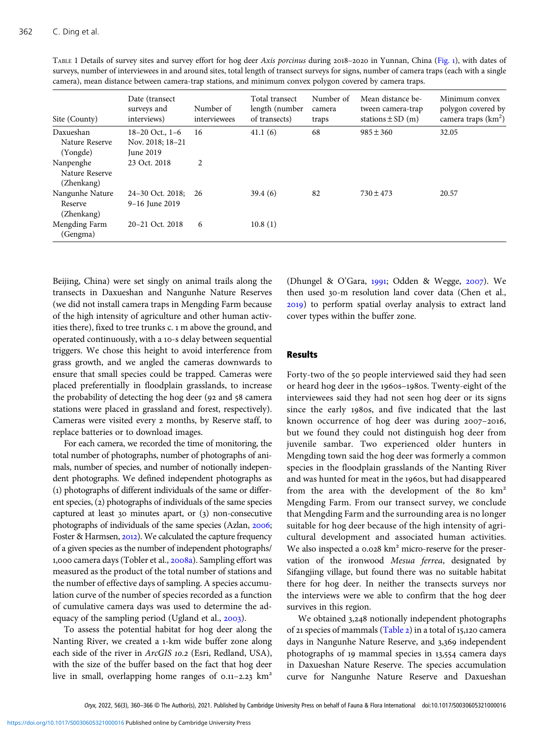TABLE 1 Details of survey sites and survey effort for hog deer *Axis porcinus* during 2018–2020 in Yunnan, China (Fig. 1), with dates of surveys, number of interviewees in and around sites, total length of transect surveys for signs, number of camera traps (each with a single camera), mean distance between camera-trap stations, and minimum convex polygon covered by camera traps.

| Site (County) | Date (transect surveys and interviews) | Number of interviewees | Total transect length (number of transects) | Number of camera traps | Mean distance between camera-trap stations ± SD (m) | Minimum convex polygon covered by camera traps ($km^2$) |
|---|---|---|---|---|---|---|
| Daxueshan Nature Reserve (Yongde) | 18–20 Oct., 1–6 Nov. 2018; 18–21 June 2019 | 16 | 41.1 (6) | 68 | 985 ± 360 | 32.05 |
| Nanpenghe Nature Reserve (Zhenkang) | 23 Oct. 2018 | 2 | | | | |
| Nangunhe Nature Reserve (Zhenkang) | 24–30 Oct. 2018; 9–16 June 2019 | 26 | 39.4 (6) | 82 | 730 ± 473 | 20.57 |
| Mengding Farm (Gengma) | 20–21 Oct. 2018 | 6 | 10.8 (1) | | | |

Beijing, China) were set singly on animal trails along the transects in Daxueshan and Nangunhe Nature Reserves (we did not install camera traps in Mengding Farm because of the high intensity of agriculture and other human activities there), fixed to tree trunks c. 1 m above the ground, and operated continuously, with a 10-s delay between sequential triggers. We chose this height to avoid interference from grass growth, and we angled the cameras downwards to ensure that small species could be trapped. Cameras were placed preferentially in floodplain grasslands, to increase the probability of detecting the hog deer (92 and 58 camera stations were placed in grassland and forest, respectively). Cameras were visited every 2 months, by Reserve staff, to replace batteries or to download images.

For each camera, we recorded the time of monitoring, the total number of photographs, number of photographs of animals, number of species, and number of notionally independent photographs. We defined independent photographs as (1) photographs of different individuals of the same or different species, (2) photographs of individuals of the same species captured at least 30 minutes apart, or (3) non-consecutive photographs of individuals of the same species (Azlan, 2006; Foster & Harmsen, 2012). We calculated the capture frequency of a given species as the number of independent photographs/1,000 camera days (Tobler et al., 2008a). Sampling effort was measured as the product of the total number of stations and the number of effective days of sampling. A species accumulation curve of the number of species recorded as a function of cumulative camera days was used to determine the adequacy of the sampling period (Ugland et al., 2003).

To assess the potential habitat for hog deer along the Nanting River, we created a 1-km wide buffer zone along each side of the river in *ArcGIS 10.2* (Esri, Redland, USA), with the size of the buffer based on the fact that hog deer live in small, overlapping home ranges of 0.11–2.23 $km^2$ (Dhungel & O'Gara, 1991; Odden & Wegge, 2007). We then used 30-m resolution land cover data (Chen et al., 2019) to perform spatial overlay analysis to extract land cover types within the buffer zone.

## Results

Forty-two of the 50 people interviewed said they had seen or heard hog deer in the 1960s–1980s. Twenty-eight of the interviewees said they had not seen hog deer or its signs since the early 1980s, and five indicated that the last known occurrence of hog deer was during 2007–2016, but we found they could not distinguish hog deer from juvenile sambar. Two experienced older hunters in Mengding town said the hog deer was formerly a common species in the floodplain grasslands of the Nanting River and was hunted for meat in the 1960s, but had disappeared from the area with the development of the 80 $km^2$ Mengding Farm. From our transect survey, we conclude that Mengding Farm and the surrounding area is no longer suitable for hog deer because of the high intensity of agricultural development and associated human activities. We also inspected a 0.028 $km^2$ micro-reserve for the preservation of the ironwood *Mesua ferrea*, designated by Sifangjing village, but found there was no suitable habitat there for hog deer. In neither the transects surveys nor the interviews were we able to confirm that the hog deer survives in this region.

We obtained 3,248 notionally independent photographs of 21 species of mammals (Table 2) in a total of 15,120 camera days in Nangunhe Nature Reserve, and 3,369 independent photographs of 19 mammal species in 13,554 camera days in Daxueshan Nature Reserve. The species accumulation curve for Nangunhe Nature Reserve and Daxueshan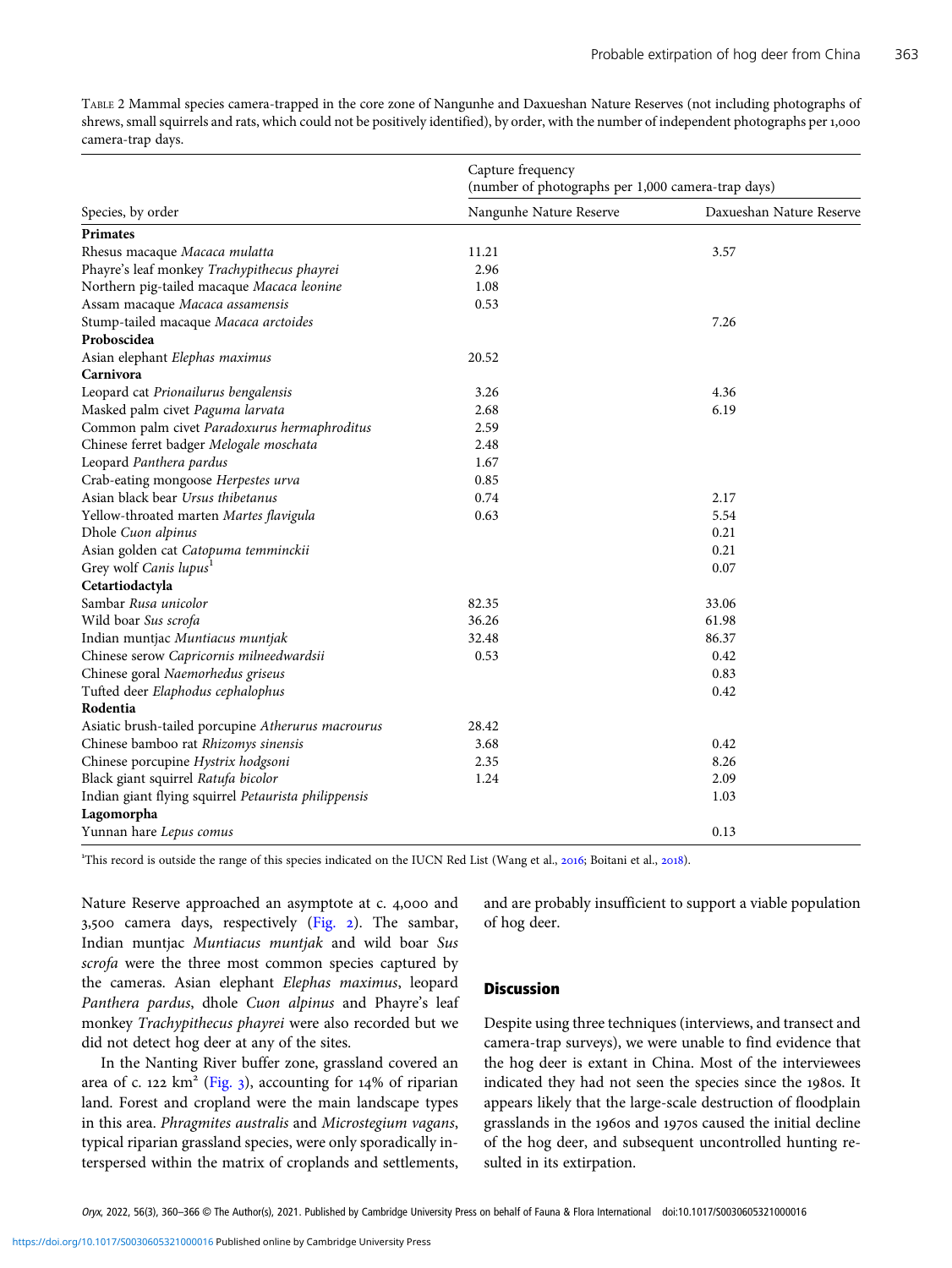TABLE 2 Mammal species camera-trapped in the core zone of Nangunhe and Daxueshan Nature Reserves (not including photographs of shrews, small squirrels and rats, which could not be positively identified), by order, with the number of independent photographs per 1,000 camera-trap days.

| Species, by order | Capture frequency (number of photographs per 1,000 camera-trap days) | |
|---|---|---|
| | Nangunhe Nature Reserve | Daxueshan Nature Reserve |
| **Primates** | | |
| Rhesus macaque *Macaca mulatta* | 11.21 | 3.57 |
| Phayre's leaf monkey *Trachypithecus phayrei* | 2.96 | |
| Northern pig-tailed macaque *Macaca leonine* | 1.08 | |
| Assam macaque *Macaca assamensis* | 0.53 | |
| Stump-tailed macaque *Macaca arctoides* | | 7.26 |
| **Proboscidea** | | |
| Asian elephant *Elephas maximus* | 20.52 | |
| **Carnivora** | | |
| Leopard cat *Prionailurus bengalensis* | 3.26 | 4.36 |
| Masked palm civet *Paguma larvata* | 2.68 | 6.19 |
| Common palm civet *Paradoxurus hermaphroditus* | 2.59 | |
| Chinese ferret badger *Melogale moschata* | 2.48 | |
| Leopard *Panthera pardus* | 1.67 | |
| Crab-eating mongoose *Herpestes urva* | 0.85 | |
| Asian black bear *Ursus thibetanus* | 0.74 | 2.17 |
| Yellow-throated marten *Martes flavigula* | 0.63 | 5.54 |
| Dhole *Cuon alpinus* | | 0.21 |
| Asian golden cat *Catopuma temminckii* | | 0.21 |
| Grey wolf *Canis lupus*[1] | | 0.07 |
| **Cetartiodactyla** | | |
| Sambar *Rusa unicolor* | 82.35 | 33.06 |
| Wild boar *Sus scrofa* | 36.26 | 61.98 |
| Indian muntjac *Muntiacus muntjak* | 32.48 | 86.37 |
| Chinese serow *Capricornis milneedwardsii* | 0.53 | 0.42 |
| Chinese goral *Naemorhedus griseus* | | 0.83 |
| Tufted deer *Elaphodus cephalophus* | | 0.42 |
| **Rodentia** | | |
| Asiatic brush-tailed porcupine *Atherurus macrourus* | 28.42 | |
| Chinese bamboo rat *Rhizomys sinensis* | 3.68 | 0.42 |
| Chinese porcupine *Hystrix hodgsoni* | 2.35 | 8.26 |
| Black giant squirrel *Ratufa bicolor* | 1.24 | 2.09 |
| Indian giant flying squirrel *Petaurista philippensis* | | 1.03 |
| **Lagomorpha** | | |
| Yunnan hare *Lepus comus* | | 0.13 |

[1]This record is outside the range of this species indicated on the IUCN Red List (Wang et al., 2016; Boitani et al., 2018).

Nature Reserve approached an asymptote at c. 4,000 and 3,500 camera days, respectively (Fig. 2). The sambar, Indian muntjac *Muntiacus muntjak* and wild boar *Sus scrofa* were the three most common species captured by the cameras. Asian elephant *Elephas maximus*, leopard *Panthera pardus*, dhole *Cuon alpinus* and Phayre's leaf monkey *Trachypithecus phayrei* were also recorded but we did not detect hog deer at any of the sites.

In the Nanting River buffer zone, grassland covered an area of c. 122 km² (Fig. 3), accounting for 14% of riparian land. Forest and cropland were the main landscape types in this area. *Phragmites australis* and *Microstegium vagans*, typical riparian grassland species, were only sporadically interspersed within the matrix of croplands and settlements, and are probably insufficient to support a viable population of hog deer.

## Discussion

Despite using three techniques (interviews, and transect and camera-trap surveys), we were unable to find evidence that the hog deer is extant in China. Most of the interviewees indicated they had not seen the species since the 1980s. It appears likely that the large-scale destruction of floodplain grasslands in the 1960s and 1970s caused the initial decline of the hog deer, and subsequent uncontrolled hunting resulted in its extirpation.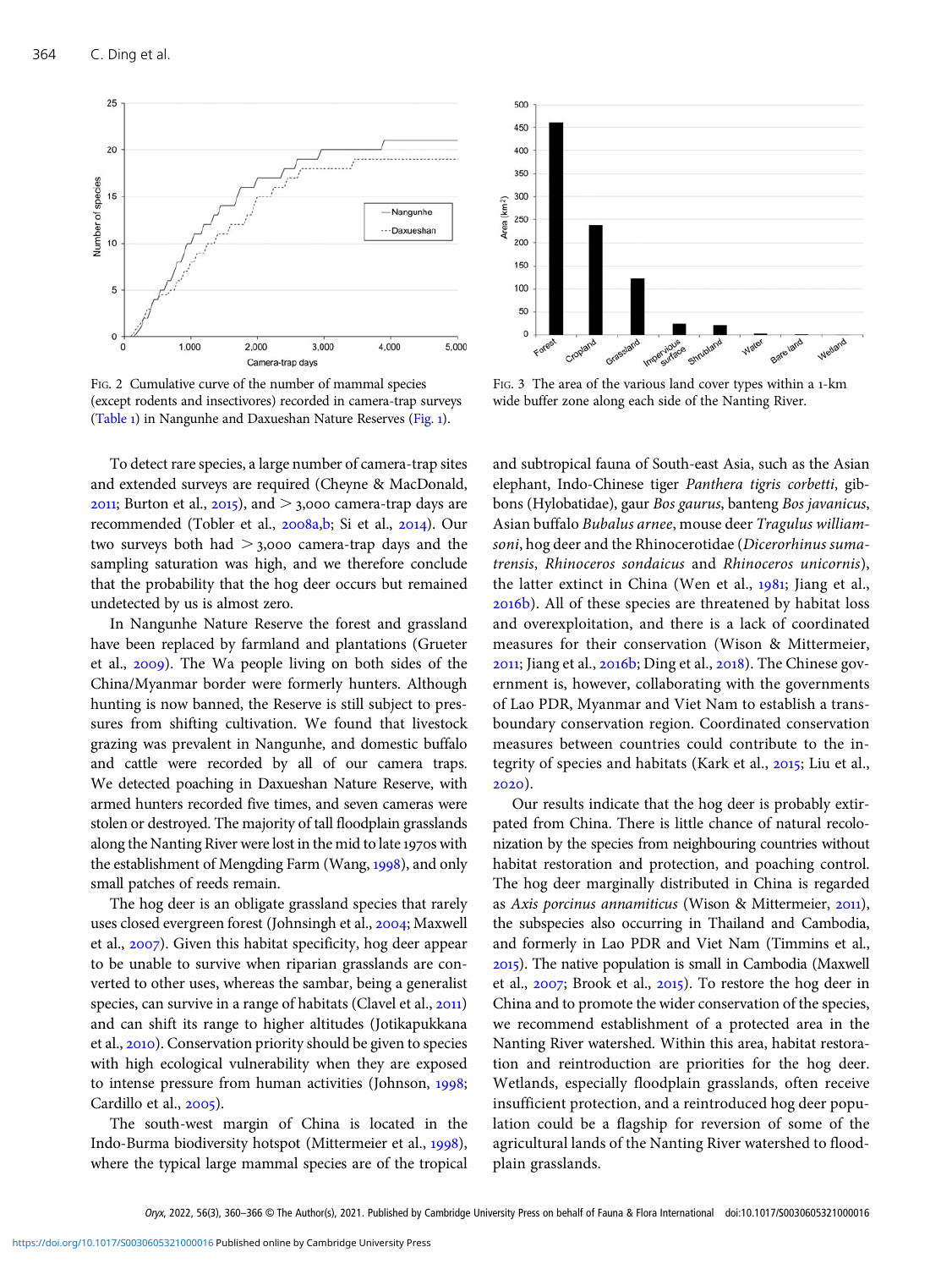25

20

15

10

5

0

Number of species

0 1,000 2,000 3,000 4,000 5,000

Camera-trap days

Nangunhe

Daxueshan

FIG. 2 Cumulative curve of the number of mammal species (except rodents and insectivores) recorded in camera-trap surveys (Table 1) in Nangunhe and Daxueshan Nature Reserves (Fig. 1).

500

450

400

350

300

250

200

150

100

50

0

Area (km²)

Forest Cropland Grassland Impervious surface Shrubland Water Bare land Wetland

FIG. 3 The area of the various land cover types within a 1-km wide buffer zone along each side of the Nanting River.

To detect rare species, a large number of camera-trap sites and extended surveys are required (Cheyne & MacDonald, 2011; Burton et al., 2015), and > 3,000 camera-trap days are recommended (Tobler et al., 2008a,b; Si et al., 2014). Our two surveys both had > 3,000 camera-trap days and the sampling saturation was high, and we therefore conclude that the probability that the hog deer occurs but remained undetected by us is almost zero.

In Nangunhe Nature Reserve the forest and grassland have been replaced by farmland and plantations (Grueter et al., 2009). The Wa people living on both sides of the China/Myanmar border were formerly hunters. Although hunting is now banned, the Reserve is still subject to pressures from shifting cultivation. We found that livestock grazing was prevalent in Nangunhe, and domestic buffalo and cattle were recorded by all of our camera traps. We detected poaching in Daxueshan Nature Reserve, with armed hunters recorded five times, and seven cameras were stolen or destroyed. The majority of tall floodplain grasslands along the Nanting River were lost in the mid to late 1970s with the establishment of Mengding Farm (Wang, 1998), and only small patches of reeds remain.

The hog deer is an obligate grassland species that rarely uses closed evergreen forest (Johnsingh et al., 2004; Maxwell et al., 2007). Given this habitat specificity, hog deer appear to be unable to survive when riparian grasslands are converted to other uses, whereas the sambar, being a generalist species, can survive in a range of habitats (Clavel et al., 2011) and can shift its range to higher altitudes (Jotikapukkana et al., 2010). Conservation priority should be given to species with high ecological vulnerability when they are exposed to intense pressure from human activities (Johnson, 1998; Cardillo et al., 2005).

The south-west margin of China is located in the Indo-Burma biodiversity hotspot (Mittermeier et al., 1998), where the typical large mammal species are of the tropical and subtropical fauna of South-east Asia, such as the Asian elephant, Indo-Chinese tiger *Panthera tigris corbetti*, gibbons (Hylobatidae), gaur *Bos gaurus*, banteng *Bos javanicus*, Asian buffalo *Bubalus arnee*, mouse deer *Tragulus williamsoni*, hog deer and the Rhinocerotidae (*Dicerorhinus sumatrensis*, *Rhinoceros sondaicus* and *Rhinoceros unicornis*), the latter extinct in China (Wen et al., 1981; Jiang et al., 2016b). All of these species are threatened by habitat loss and overexploitation, and there is a lack of coordinated measures for their conservation (Wison & Mittermeier, 2011; Jiang et al., 2016b; Ding et al., 2018). The Chinese government is, however, collaborating with the governments of Lao PDR, Myanmar and Viet Nam to establish a transboundary conservation region. Coordinated conservation measures between countries could contribute to the integrity of species and habitats (Kark et al., 2015; Liu et al., 2020).

Our results indicate that the hog deer is probably extirpated from China. There is little chance of natural recolonization by the species from neighbouring countries without habitat restoration and protection, and poaching control. The hog deer marginally distributed in China is regarded as *Axis porcinus annamiticus* (Wison & Mittermeier, 2011), the subspecies also occurring in Thailand and Cambodia, and formerly in Lao PDR and Viet Nam (Timmins et al., 2015). The native population is small in Cambodia (Maxwell et al., 2007; Brook et al., 2015). To restore the hog deer in China and to promote the wider conservation of the species, we recommend establishment of a protected area in the Nanting River watershed. Within this area, habitat restoration and reintroduction are priorities for the hog deer. Wetlands, especially floodplain grasslands, often receive insufficient protection, and a reintroduced hog deer population could be a flagship for reversion of some of the agricultural lands of the Nanting River watershed to floodplain grasslands.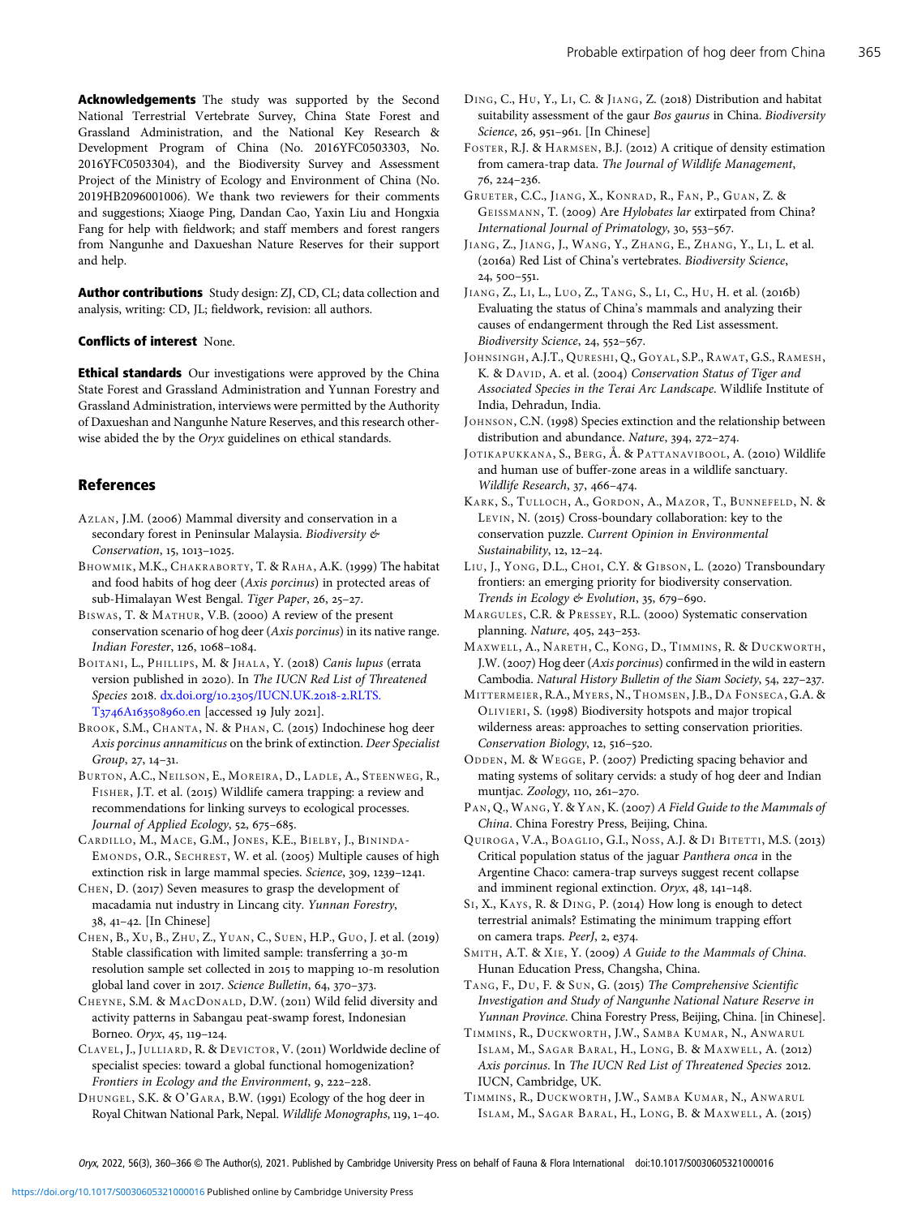**Acknowledgements** The study was supported by the Second National Terrestrial Vertebrate Survey, China State Forest and Grassland Administration, and the National Key Research & Development Program of China (No. 2016YFC0503303, No. 2016YFC0503304), and the Biodiversity Survey and Assessment Project of the Ministry of Ecology and Environment of China (No. 2019HB2096001006). We thank two reviewers for their comments and suggestions; Xiaoge Ping, Dandan Cao, Yaxin Liu and Hongxia Fang for help with fieldwork; and staff members and forest rangers from Nangunhe and Daxueshan Nature Reserves for their support and help.

**Author contributions** Study design: ZJ, CD, CL; data collection and analysis, writing: CD, JL; fieldwork, revision: all authors.

**Conflicts of interest** None.

**Ethical standards** Our investigations were approved by the China State Forest and Grassland Administration and Yunnan Forestry and Grassland Administration, interviews were permitted by the Authority of Daxueshan and Nangunhe Nature Reserves, and this research otherwise abided the by the *Oryx* guidelines on ethical standards.

## References

Azlan, J.M. (2006) Mammal diversity and conservation in a secondary forest in Peninsular Malaysia. *Biodiversity & Conservation*, 15, 1013–1025.

Bhowmik, M.K., Chakraborty, T. & Raha, A.K. (1999) The habitat and food habits of hog deer (*Axis porcinus*) in protected areas of sub-Himalayan West Bengal. *Tiger Paper*, 26, 25–27.

Biswas, T. & Mathur, V.B. (2000) A review of the present conservation scenario of hog deer (*Axis porcinus*) in its native range. *Indian Forester*, 126, 1068–1084.

Boitani, L., Phillips, M. & Jhala, Y. (2018) *Canis lupus* (errata version published in 2020). In *The IUCN Red List of Threatened Species* 2018. dx.doi.org/10.2305/IUCN.UK.2018-2.RLTS.T3746A163508960.en [accessed 19 July 2021].

Brook, S.M., Chanta, N. & Phan, C. (2015) Indochinese hog deer *Axis porcinus annamiticus* on the brink of extinction. *Deer Specialist Group*, 27, 14–31.

Burton, A.C., Neilson, E., Moreira, D., Ladle, A., Steenweg, R., Fisher, J.T. et al. (2015) Wildlife camera trapping: a review and recommendations for linking surveys to ecological processes. *Journal of Applied Ecology*, 52, 675–685.

Cardillo, M., Mace, G.M., Jones, K.E., Bielby, J., Bininda-Emonds, O.R., Sechrest, W. et al. (2005) Multiple causes of high extinction risk in large mammal species. *Science*, 309, 1239–1241.

Chen, D. (2017) Seven measures to grasp the development of macadamia nut industry in Lincang city. *Yunnan Forestry*, 38, 41–42. [In Chinese]

Chen, B., Xu, B., Zhu, Z., Yuan, C., Suen, H.P., Guo, J. et al. (2019) Stable classification with limited sample: transferring a 30-m resolution sample set collected in 2015 to mapping 10-m resolution global land cover in 2017. *Science Bulletin*, 64, 370–373.

Cheyne, S.M. & MacDonald, D.W. (2011) Wild felid diversity and activity patterns in Sabangau peat-swamp forest, Indonesian Borneo. *Oryx*, 45, 119–124.

Clavel, J., Julliard, R. & Devictor, V. (2011) Worldwide decline of specialist species: toward a global functional homogenization? *Frontiers in Ecology and the Environment*, 9, 222–228.

Dhungel, S.K. & O'Gara, B.W. (1991) Ecology of the hog deer in Royal Chitwan National Park, Nepal. *Wildlife Monographs*, 119, 1–40.

Ding, C., Hu, Y., Li, C. & Jiang, Z. (2018) Distribution and habitat suitability assessment of the gaur *Bos gaurus* in China. *Biodiversity Science*, 26, 951–961. [In Chinese]

Foster, R.J. & Harmsen, B.J. (2012) A critique of density estimation from camera-trap data. *The Journal of Wildlife Management*, 76, 224–236.

Grueter, C.C., Jiang, X., Konrad, R., Fan, P., Guan, Z. & Geissmann, T. (2009) Are *Hylobates lar* extirpated from China? *International Journal of Primatology*, 30, 553–567.

Jiang, Z., Jiang, J., Wang, Y., Zhang, E., Zhang, Y., Li, L. et al. (2016a) Red List of China's vertebrates. *Biodiversity Science*, 24, 500–551.

Jiang, Z., Li, L., Luo, Z., Tang, S., Li, C., Hu, H. et al. (2016b) Evaluating the status of China's mammals and analyzing their causes of endangerment through the Red List assessment. *Biodiversity Science*, 24, 552–567.

Johnsingh, A.J.T., Qureshi, Q., Goyal, S.P., Rawat, G.S., Ramesh, K. & David, A. et al. (2004) *Conservation Status of Tiger and Associated Species in the Terai Arc Landscape*. Wildlife Institute of India, Dehradun, India.

Johnson, C.N. (1998) Species extinction and the relationship between distribution and abundance. *Nature*, 394, 272–274.

Jotikapukkana, S., Berg, Å. & Pattanavibool, A. (2010) Wildlife and human use of buffer-zone areas in a wildlife sanctuary. *Wildlife Research*, 37, 466–474.

Kark, S., Tulloch, A., Gordon, A., Mazor, T., Bunnefeld, N. & Levin, N. (2015) Cross-boundary collaboration: key to the conservation puzzle. *Current Opinion in Environmental Sustainability*, 12, 12–24.

Liu, J., Yong, D.L., Choi, C.Y. & Gibson, L. (2020) Transboundary frontiers: an emerging priority for biodiversity conservation. *Trends in Ecology & Evolution*, 35, 679–690.

Margules, C.R. & Pressey, R.L. (2000) Systematic conservation planning. *Nature*, 405, 243–253.

Maxwell, A., Nareth, C., Kong, D., Timmins, R. & Duckworth, J.W. (2007) Hog deer (*Axis porcinus*) confirmed in the wild in eastern Cambodia. *Natural History Bulletin of the Siam Society*, 54, 227–237.

Mittermeier, R.A., Myers, N., Thomsen, J.B., Da Fonseca, G.A. & Olivieri, S. (1998) Biodiversity hotspots and major tropical wilderness areas: approaches to setting conservation priorities. *Conservation Biology*, 12, 516–520.

Odden, M. & Wegge, P. (2007) Predicting spacing behavior and mating systems of solitary cervids: a study of hog deer and Indian muntjac. *Zoology*, 110, 261–270.

Pan, Q., Wang, Y. & Yan, K. (2007) *A Field Guide to the Mammals of China*. China Forestry Press, Beijing, China.

Quiroga, V.A., Boaglio, G.I., Noss, A.J. & Di Bitetti, M.S. (2013) Critical population status of the jaguar *Panthera onca* in the Argentine Chaco: camera-trap surveys suggest recent collapse and imminent regional extinction. *Oryx*, 48, 141–148.

Si, X., Kays, R. & Ding, P. (2014) How long is enough to detect terrestrial animals? Estimating the minimum trapping effort on camera traps. *PeerJ*, 2, e374.

Smith, A.T. & Xie, Y. (2009) *A Guide to the Mammals of China*. Hunan Education Press, Changsha, China.

Tang, F., Du, F. & Sun, G. (2015) *The Comprehensive Scientific Investigation and Study of Nangunhe National Nature Reserve in Yunnan Province*. China Forestry Press, Beijing, China. [in Chinese].

Timmins, R., Duckworth, J.W., Samba Kumar, N., Anwarul Islam, M., Sagar Baral, H., Long, B. & Maxwell, A. (2012) *Axis porcinus*. In *The IUCN Red List of Threatened Species* 2012. IUCN, Cambridge, UK.

Timmins, R., Duckworth, J.W., Samba Kumar, N., Anwarul Islam, M., Sagar Baral, H., Long, B. & Maxwell, A. (2015)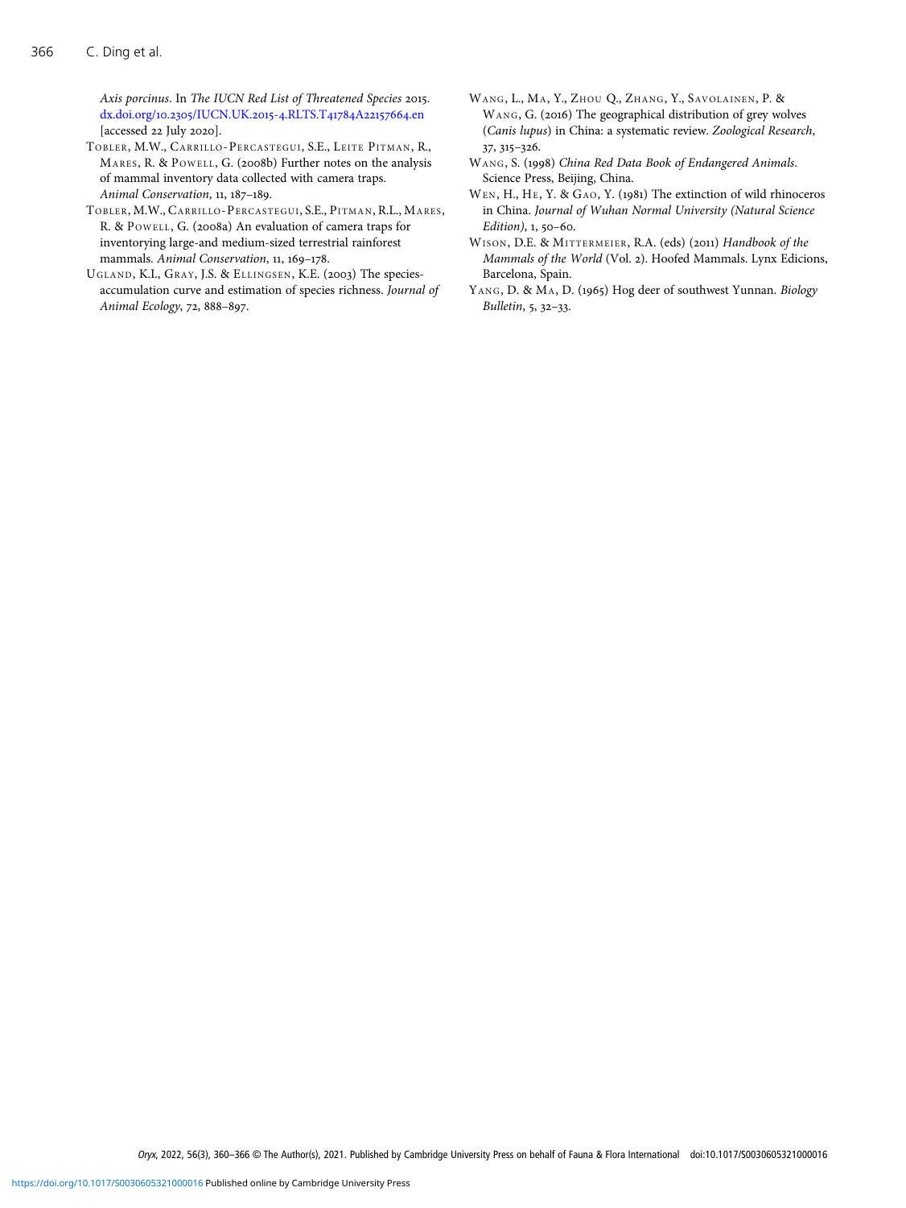*Axis porcinus*. In *The IUCN Red List of Threatened Species* 2015. dx.doi.org/10.2305/IUCN.UK.2015-4.RLTS.T41784A22157664.en [accessed 22 July 2020].

Tobler, M.W., Carrillo-Percastegui, S.E., Leite Pitman, R., Mares, R. & Powell, G. (2008b) Further notes on the analysis of mammal inventory data collected with camera traps. *Animal Conservation*, 11, 187–189.

Tobler, M.W., Carrillo-Percastegui, S.E., Pitman, R.L., Mares, R. & Powell, G. (2008a) An evaluation of camera traps for inventorying large-and medium-sized terrestrial rainforest mammals. *Animal Conservation*, 11, 169–178.

Ugland, K.I., Gray, J.S. & Ellingsen, K.E. (2003) The species-accumulation curve and estimation of species richness. *Journal of Animal Ecology*, 72, 888–897.

Wang, L., Ma, Y., Zhou Q., Zhang, Y., Savolainen, P. & Wang, G. (2016) The geographical distribution of grey wolves (*Canis lupus*) in China: a systematic review. *Zoological Research*, 37, 315–326.

Wang, S. (1998) *China Red Data Book of Endangered Animals*. Science Press, Beijing, China.

Wen, H., He, Y. & Gao, Y. (1981) The extinction of wild rhinoceros in China. *Journal of Wuhan Normal University (Natural Science Edition)*, 1, 50–60.

Wison, D.E. & Mittermeier, R.A. (eds) (2011) *Handbook of the Mammals of the World* (Vol. 2). Hoofed Mammals. Lynx Edicions, Barcelona, Spain.

Yang, D. & Ma, D. (1965) Hog deer of southwest Yunnan. *Biology Bulletin*, 5, 32–33.